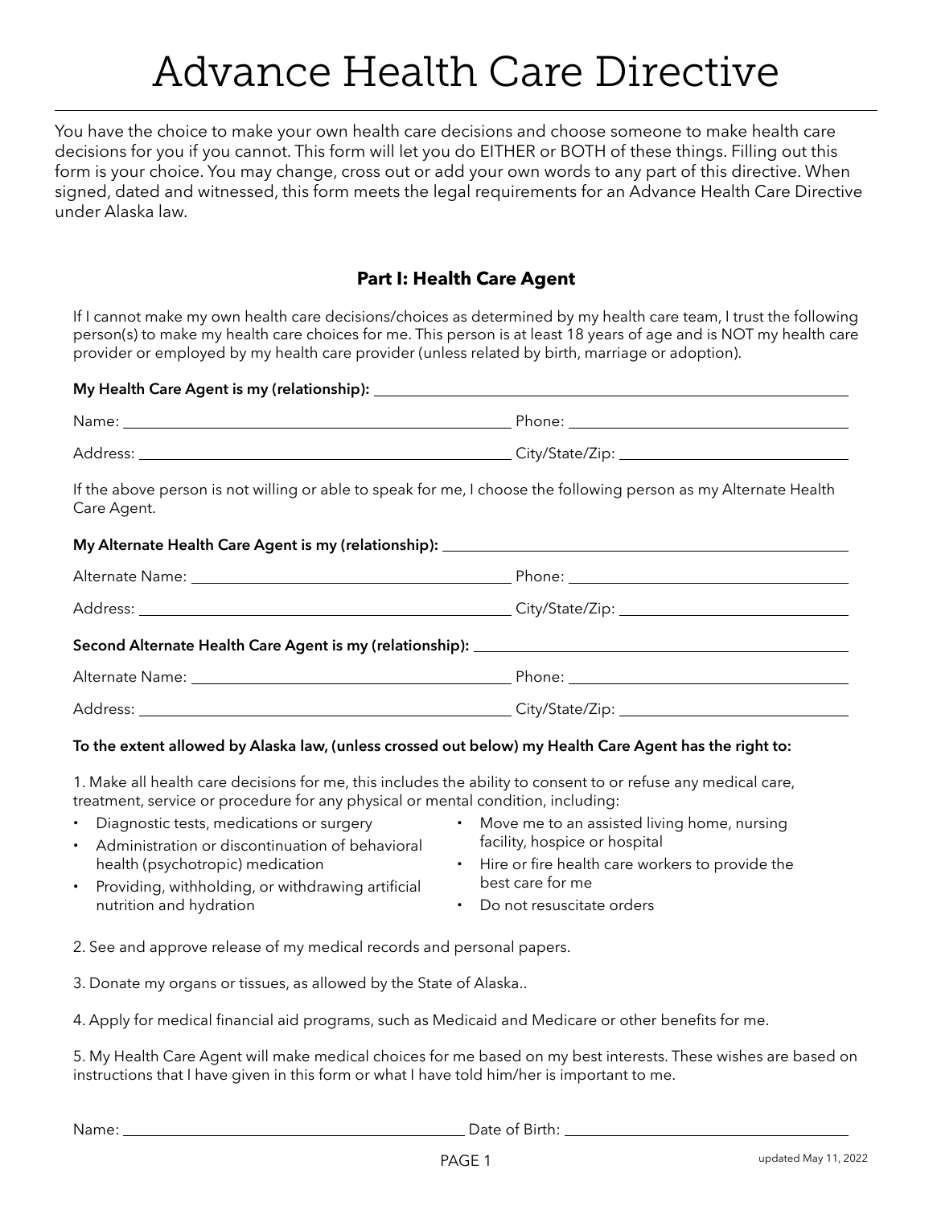# Advance Health Care Directive

You have the choice to make your own health care decisions and choose someone to make health care decisions for you if you cannot. This form will let you do EITHER or BOTH of these things. Filling out this form is your choice. You may change, cross out or add your own words to any part of this directive. When signed, dated and witnessed, this form meets the legal requirements for an Advance Health Care Directive under Alaska law.

## Part I: Health Care Agent

If I cannot make my own health care decisions/choices as determined by my health care team, I trust the following person(s) to make my health care choices for me. This person is at least 18 years of age and is NOT my health care provider or employed by my health care provider (unless related by birth, marriage or adoption).

**My Health Care Agent is my (relationship):** ______________________________

Name: ______________________________ Phone: ______________________________

Address: ______________________________ City/State/Zip: ______________________________

If the above person is not willing or able to speak for me, I choose the following person as my Alternate Health Care Agent.

**My Alternate Health Care Agent is my (relationship):** ______________________________

Alternate Name: ______________________________ Phone: ______________________________

Address: ______________________________ City/State/Zip: ______________________________

**Second Alternate Health Care Agent is my (relationship):** ______________________________

Alternate Name: ______________________________ Phone: ______________________________

Address: ______________________________ City/State/Zip: ______________________________

**To the extent allowed by Alaska law, (unless crossed out below) my Health Care Agent has the right to:**

1. Make all health care decisions for me, this includes the ability to consent to or refuse any medical care, treatment, service or procedure for any physical or mental condition, including:
   - Diagnostic tests, medications or surgery
   - Administration or discontinuation of behavioral health (psychotropic) medication
   - Providing, withholding, or withdrawing artificial nutrition and hydration
   - Move me to an assisted living home, nursing facility, hospice or hospital
   - Hire or fire health care workers to provide the best care for me
   - Do not resuscitate orders

2. See and approve release of my medical records and personal papers.

3. Donate my organs or tissues, as allowed by the State of Alaska..

4. Apply for medical financial aid programs, such as Medicaid and Medicare or other benefits for me.

5. My Health Care Agent will make medical choices for me based on my best interests. These wishes are based on instructions that I have given in this form or what I have told him/her is important to me.

Name: ______________________________ Date of Birth: ______________________________

updated May 11, 2022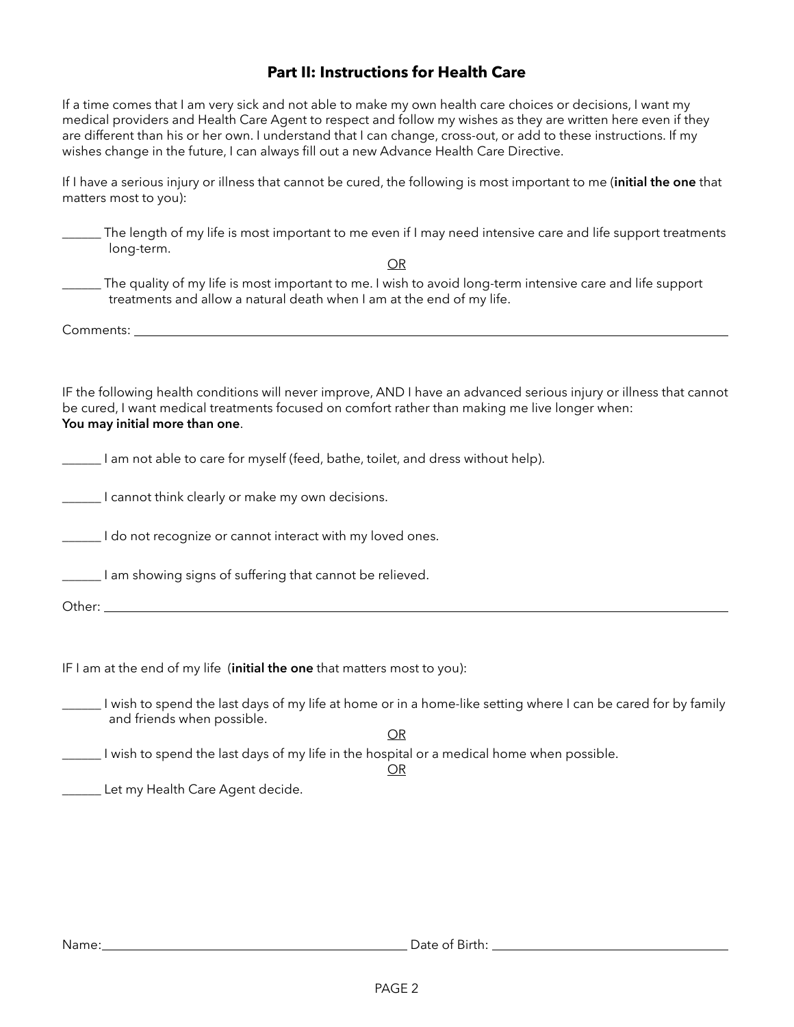## Part II: Instructions for Health Care

If a time comes that I am very sick and not able to make my own health care choices or decisions, I want my medical providers and Health Care Agent to respect and follow my wishes as they are written here even if they are different than his or her own. I understand that I can change, cross-out, or add to these instructions. If my wishes change in the future, I can always fill out a new Advance Health Care Directive.

If I have a serious injury or illness that cannot be cured, the following is most important to me (**initial the one** that matters most to you):

______ The length of my life is most important to me even if I may need intensive care and life support treatments long-term.

OR

______ The quality of my life is most important to me. I wish to avoid long-term intensive care and life support treatments and allow a natural death when I am at the end of my life.

Comments: ____________________________________________________________

IF the following health conditions will never improve, AND I have an advanced serious injury or illness that cannot be cured, I want medical treatments focused on comfort rather than making me live longer when:
**You may initial more than one**.

______ I am not able to care for myself (feed, bathe, toilet, and dress without help).

______ I cannot think clearly or make my own decisions.

______ I do not recognize or cannot interact with my loved ones.

______ I am showing signs of suffering that cannot be relieved.

Other: ____________________________________________________________

IF I am at the end of my life (**initial the one** that matters most to you):

______ I wish to spend the last days of my life at home or in a home-like setting where I can be cared for by family and friends when possible.

OR

______ I wish to spend the last days of my life in the hospital or a medical home when possible.

OR

______ Let my Health Care Agent decide.

Name: ______________________________ Date of Birth: ______________________________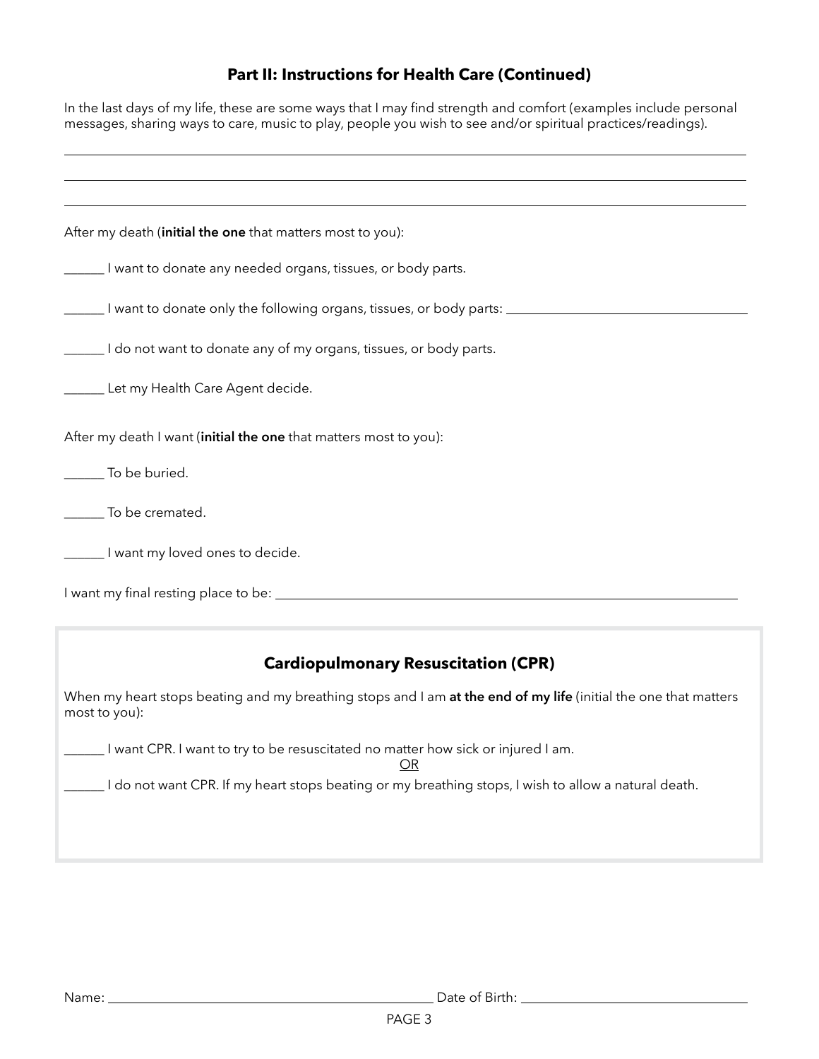## Part II: Instructions for Health Care (Continued)

In the last days of my life, these are some ways that I may find strength and comfort (examples include personal messages, sharing ways to care, music to play, people you wish to see and/or spiritual practices/readings).

\_\_\_\_\_\_\_\_\_\_\_\_\_\_\_\_\_\_\_\_\_\_\_\_\_\_\_\_\_\_\_\_\_\_\_\_\_\_\_\_\_\_\_\_\_\_\_\_\_\_\_\_\_\_\_\_\_\_\_\_\_\_\_\_\_\_\_\_\_\_\_\_

\_\_\_\_\_\_\_\_\_\_\_\_\_\_\_\_\_\_\_\_\_\_\_\_\_\_\_\_\_\_\_\_\_\_\_\_\_\_\_\_\_\_\_\_\_\_\_\_\_\_\_\_\_\_\_\_\_\_\_\_\_\_\_\_\_\_\_\_\_\_\_\_

\_\_\_\_\_\_\_\_\_\_\_\_\_\_\_\_\_\_\_\_\_\_\_\_\_\_\_\_\_\_\_\_\_\_\_\_\_\_\_\_\_\_\_\_\_\_\_\_\_\_\_\_\_\_\_\_\_\_\_\_\_\_\_\_\_\_\_\_\_\_\_\_

After my death (**initial the one** that matters most to you):

\_\_\_\_\_\_ I want to donate any needed organs, tissues, or body parts.

\_\_\_\_\_\_ I want to donate only the following organs, tissues, or body parts: \_\_\_\_\_\_\_\_\_\_\_\_\_\_\_\_\_\_\_\_\_\_\_\_\_\_\_\_\_\_

\_\_\_\_\_\_ I do not want to donate any of my organs, tissues, or body parts.

\_\_\_\_\_\_ Let my Health Care Agent decide.

After my death I want (**initial the one** that matters most to you):

\_\_\_\_\_\_ To be buried.

\_\_\_\_\_\_ To be cremated.

\_\_\_\_\_\_ I want my loved ones to decide.

I want my final resting place to be: \_\_\_\_\_\_\_\_\_\_\_\_\_\_\_\_\_\_\_\_\_\_\_\_\_\_\_\_\_\_\_\_\_\_\_\_\_\_\_\_\_\_\_\_\_\_\_\_\_\_\_\_

### Cardiopulmonary Resuscitation (CPR)

When my heart stops beating and my breathing stops and I am **at the end of my life** (initial the one that matters most to you):

\_\_\_\_\_\_ I want CPR. I want to try to be resuscitated no matter how sick or injured I am.

OR

\_\_\_\_\_\_ I do not want CPR. If my heart stops beating or my breathing stops, I wish to allow a natural death.

Name: \_\_\_\_\_\_\_\_\_\_\_\_\_\_\_\_\_\_\_\_\_\_\_\_\_\_\_\_\_\_\_\_\_\_\_\_\_\_\_\_ Date of Birth: \_\_\_\_\_\_\_\_\_\_\_\_\_\_\_\_\_\_\_\_\_\_\_\_\_\_\_\_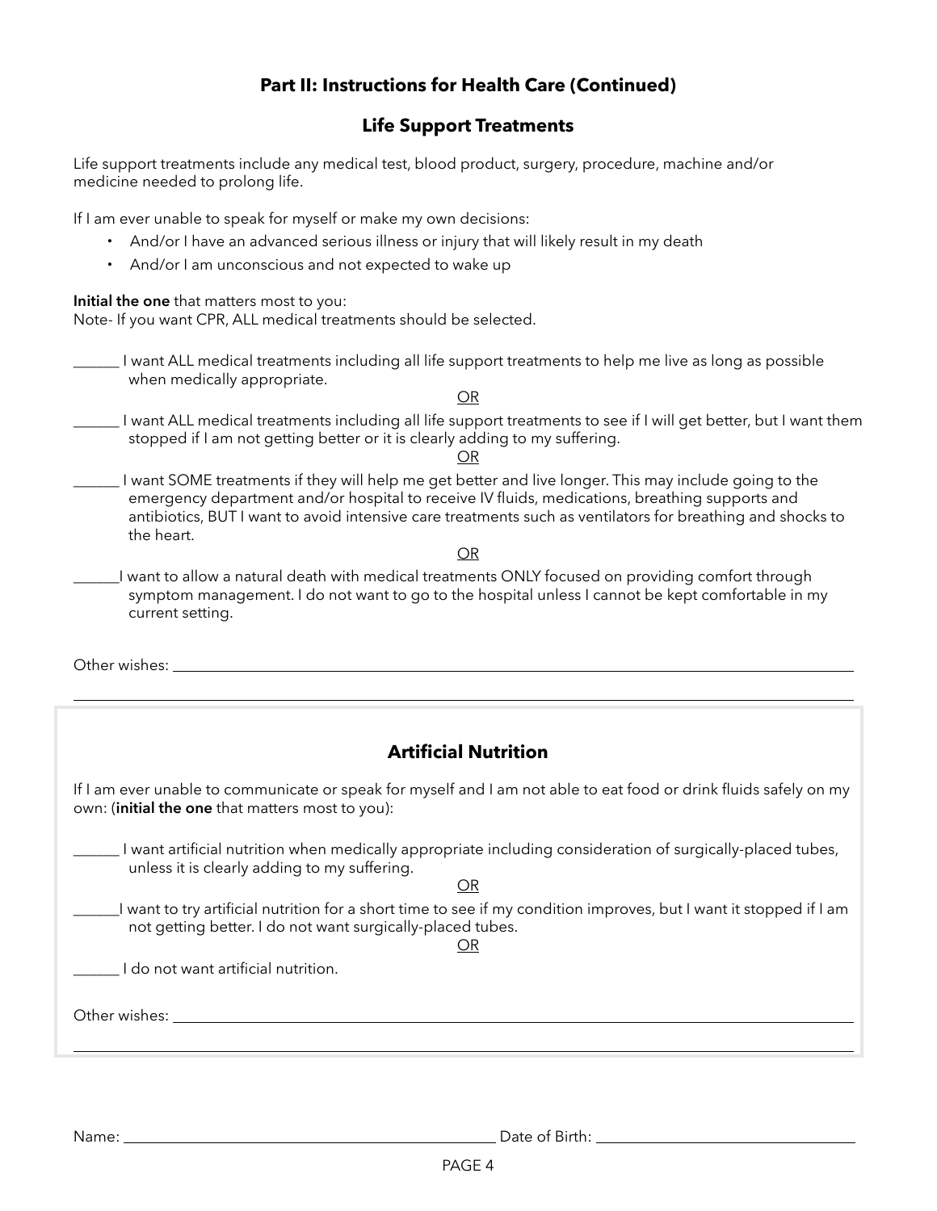## Part II: Instructions for Health Care (Continued)

### Life Support Treatments

Life support treatments include any medical test, blood product, surgery, procedure, machine and/or medicine needed to prolong life.

If I am ever unable to speak for myself or make my own decisions:

- And/or I have an advanced serious illness or injury that will likely result in my death
- And/or I am unconscious and not expected to wake up

**Initial the one** that matters most to you:
Note- If you want CPR, ALL medical treatments should be selected.

______ I want ALL medical treatments including all life support treatments to help me live as long as possible when medically appropriate.

OR

______ I want ALL medical treatments including all life support treatments to see if I will get better, but I want them stopped if I am not getting better or it is clearly adding to my suffering.

OR

______ I want SOME treatments if they will help me get better and live longer. This may include going to the emergency department and/or hospital to receive IV fluids, medications, breathing supports and antibiotics, BUT I want to avoid intensive care treatments such as ventilators for breathing and shocks to the heart.

OR

______I want to allow a natural death with medical treatments ONLY focused on providing comfort through symptom management. I do not want to go to the hospital unless I cannot be kept comfortable in my current setting.

Other wishes: ____________________________________________________________

____________________________________________________________

### Artificial Nutrition

If I am ever unable to communicate or speak for myself and I am not able to eat food or drink fluids safely on my own: (**initial the one** that matters most to you):

______ I want artificial nutrition when medically appropriate including consideration of surgically-placed tubes, unless it is clearly adding to my suffering.

OR

______I want to try artificial nutrition for a short time to see if my condition improves, but I want it stopped if I am not getting better. I do not want surgically-placed tubes.

OR

______ I do not want artificial nutrition.

Other wishes: ____________________________________________________________

____________________________________________________________

Name: ______________________________ Date of Birth: ______________________________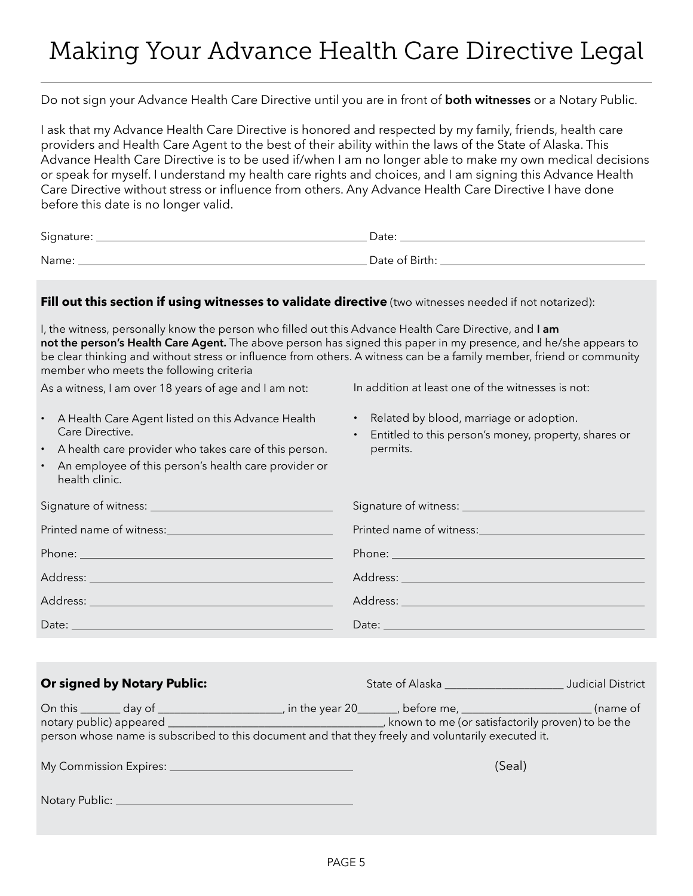# Making Your Advance Health Care Directive Legal

Do not sign your Advance Health Care Directive until you are in front of **both witnesses** or a Notary Public.

I ask that my Advance Health Care Directive is honored and respected by my family, friends, health care providers and Health Care Agent to the best of their ability within the laws of the State of Alaska. This Advance Health Care Directive is to be used if/when I am no longer able to make my own medical decisions or speak for myself. I understand my health care rights and choices, and I am signing this Advance Health Care Directive without stress or influence from others. Any Advance Health Care Directive I have done before this date is no longer valid.

Signature: ______________________________ Date: ______________________________

Name: ______________________________ Date of Birth: ______________________________

**Fill out this section if using witnesses to validate directive** (two witnesses needed if not notarized):

I, the witness, personally know the person who filled out this Advance Health Care Directive, and **I am not the person's Health Care Agent.** The above person has signed this paper in my presence, and he/she appears to be clear thinking and without stress or influence from others. A witness can be a family member, friend or community member who meets the following criteria

As a witness, I am over 18 years of age and I am not:

- A Health Care Agent listed on this Advance Health Care Directive.
- A health care provider who takes care of this person.
- An employee of this person's health care provider or health clinic.

In addition at least one of the witnesses is not:

- Related by blood, marriage or adoption.
- Entitled to this person's money, property, shares or permits.

Signature of witness: ______________________________

Printed name of witness: ______________________________

Phone: ______________________________

Address: ______________________________

Address: ______________________________

Date: ______________________________

Signature of witness: ______________________________

Printed name of witness: ______________________________

Phone: ______________________________

Address: ______________________________

Address: ______________________________

Date: ______________________________

**Or signed by Notary Public:** State of Alaska ____________________ Judicial District

On this _______ day of ____________________, in the year 20_______, before me, ____________________ (name of notary public) appeared ______________________________, known to me (or satisfactorily proven) to be the person whose name is subscribed to this document and that they freely and voluntarily executed it.

My Commission Expires: ______________________________ (Seal)

Notary Public: ______________________________